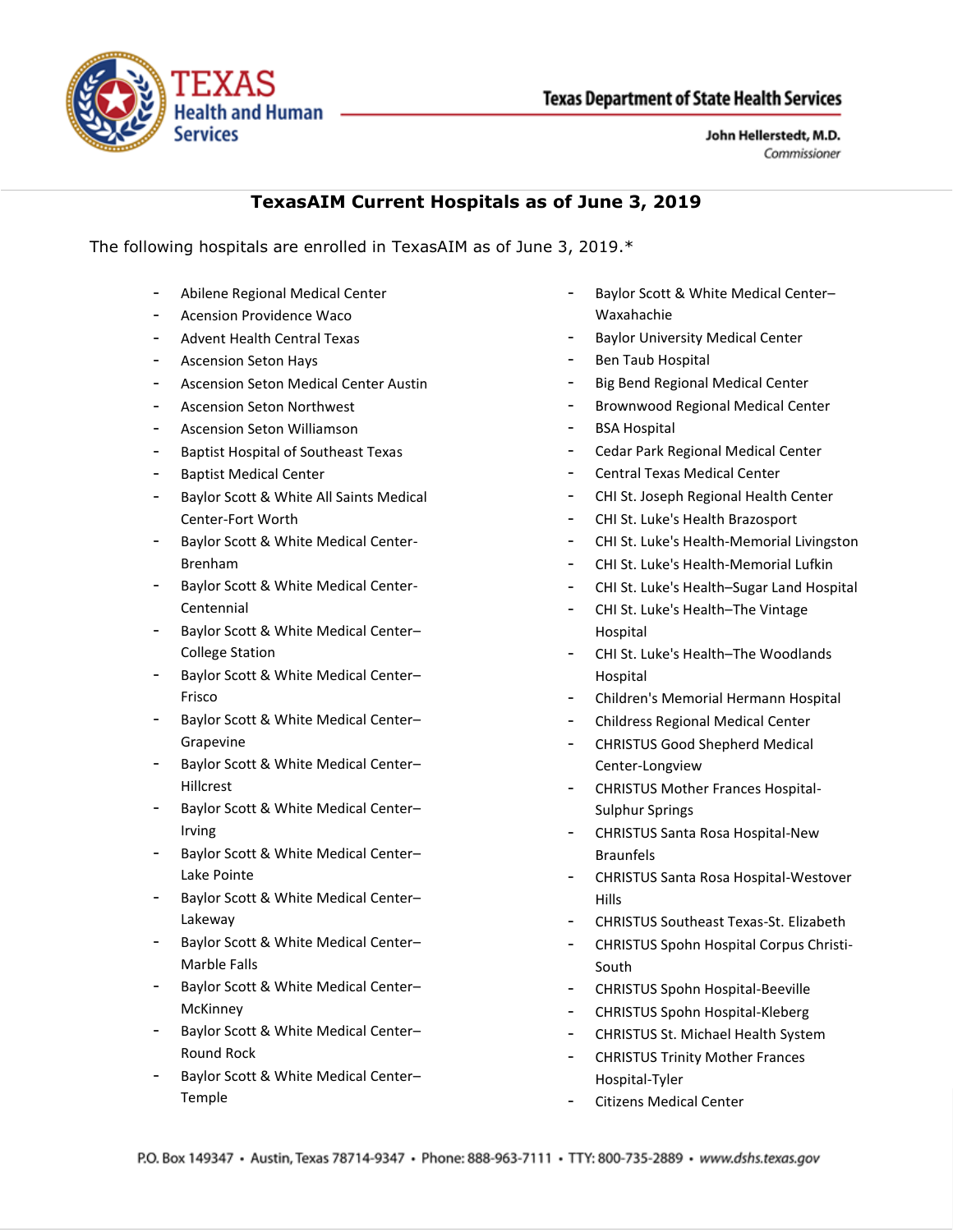Texas Health and Human Services

Texas Department of State Health Services

John Hellerstedt, M.D.
*Commissioner*

## TexasAIM Current Hospitals as of June 3, 2019

The following hospitals are enrolled in TexasAIM as of June 3, 2019.*

- Abilene Regional Medical Center
- Acension Providence Waco
- Advent Health Central Texas
- Ascension Seton Hays
- Ascension Seton Medical Center Austin
- Ascension Seton Northwest
- Ascension Seton Williamson
- Baptist Hospital of Southeast Texas
- Baptist Medical Center
- Baylor Scott & White All Saints Medical Center-Fort Worth
- Baylor Scott & White Medical Center-Brenham
- Baylor Scott & White Medical Center-Centennial
- Baylor Scott & White Medical Center–College Station
- Baylor Scott & White Medical Center–Frisco
- Baylor Scott & White Medical Center–Grapevine
- Baylor Scott & White Medical Center–Hillcrest
- Baylor Scott & White Medical Center–Irving
- Baylor Scott & White Medical Center–Lake Pointe
- Baylor Scott & White Medical Center–Lakeway
- Baylor Scott & White Medical Center–Marble Falls
- Baylor Scott & White Medical Center–McKinney
- Baylor Scott & White Medical Center–Round Rock
- Baylor Scott & White Medical Center–Temple
- Baylor Scott & White Medical Center–Waxahachie
- Baylor University Medical Center
- Ben Taub Hospital
- Big Bend Regional Medical Center
- Brownwood Regional Medical Center
- BSA Hospital
- Cedar Park Regional Medical Center
- Central Texas Medical Center
- CHI St. Joseph Regional Health Center
- CHI St. Luke's Health Brazosport
- CHI St. Luke's Health-Memorial Livingston
- CHI St. Luke's Health-Memorial Lufkin
- CHI St. Luke's Health–Sugar Land Hospital
- CHI St. Luke's Health–The Vintage Hospital
- CHI St. Luke's Health–The Woodlands Hospital
- Children's Memorial Hermann Hospital
- Childress Regional Medical Center
- CHRISTUS Good Shepherd Medical Center-Longview
- CHRISTUS Mother Frances Hospital-Sulphur Springs
- CHRISTUS Santa Rosa Hospital-New Braunfels
- CHRISTUS Santa Rosa Hospital-Westover Hills
- CHRISTUS Southeast Texas-St. Elizabeth
- CHRISTUS Spohn Hospital Corpus Christi-South
- CHRISTUS Spohn Hospital-Beeville
- CHRISTUS Spohn Hospital-Kleberg
- CHRISTUS St. Michael Health System
- CHRISTUS Trinity Mother Frances Hospital-Tyler
- Citizens Medical Center

P.O. Box 149347 • Austin, Texas 78714-9347 • Phone: 888-963-7111 • TTY: 800-735-2889 • www.dshs.texas.gov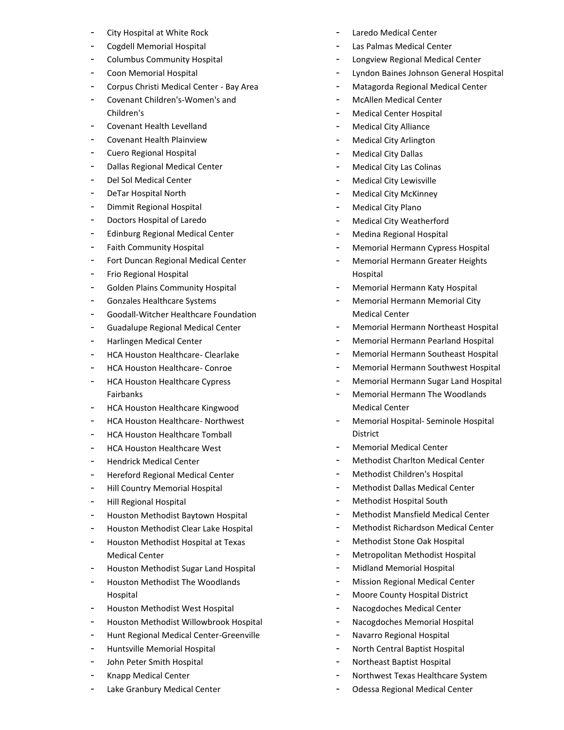- City Hospital at White Rock
- Cogdell Memorial Hospital
- Columbus Community Hospital
- Coon Memorial Hospital
- Corpus Christi Medical Center - Bay Area
- Covenant Children's-Women's and Children's
- Covenant Health Levelland
- Covenant Health Plainview
- Cuero Regional Hospital
- Dallas Regional Medical Center
- Del Sol Medical Center
- DeTar Hospital North
- Dimmit Regional Hospital
- Doctors Hospital of Laredo
- Edinburg Regional Medical Center
- Faith Community Hospital
- Fort Duncan Regional Medical Center
- Frio Regional Hospital
- Golden Plains Community Hospital
- Gonzales Healthcare Systems
- Goodall-Witcher Healthcare Foundation
- Guadalupe Regional Medical Center
- Harlingen Medical Center
- HCA Houston Healthcare- Clearlake
- HCA Houston Healthcare- Conroe
- HCA Houston Healthcare Cypress Fairbanks
- HCA Houston Healthcare Kingwood
- HCA Houston Healthcare- Northwest
- HCA Houston Healthcare Tomball
- HCA Houston Healthcare West
- Hendrick Medical Center
- Hereford Regional Medical Center
- Hill Country Memorial Hospital
- Hill Regional Hospital
- Houston Methodist Baytown Hospital
- Houston Methodist Clear Lake Hospital
- Houston Methodist Hospital at Texas Medical Center
- Houston Methodist Sugar Land Hospital
- Houston Methodist The Woodlands Hospital
- Houston Methodist West Hospital
- Houston Methodist Willowbrook Hospital
- Hunt Regional Medical Center-Greenville
- Huntsville Memorial Hospital
- John Peter Smith Hospital
- Knapp Medical Center
- Lake Granbury Medical Center
- Laredo Medical Center
- Las Palmas Medical Center
- Longview Regional Medical Center
- Lyndon Baines Johnson General Hospital
- Matagorda Regional Medical Center
- McAllen Medical Center
- Medical Center Hospital
- Medical City Alliance
- Medical City Arlington
- Medical City Dallas
- Medical City Las Colinas
- Medical City Lewisville
- Medical City McKinney
- Medical City Plano
- Medical City Weatherford
- Medina Regional Hospital
- Memorial Hermann Cypress Hospital
- Memorial Hermann Greater Heights Hospital
- Memorial Hermann Katy Hospital
- Memorial Hermann Memorial City Medical Center
- Memorial Hermann Northeast Hospital
- Memorial Hermann Pearland Hospital
- Memorial Hermann Southeast Hospital
- Memorial Hermann Southwest Hospital
- Memorial Hermann Sugar Land Hospital
- Memorial Hermann The Woodlands Medical Center
- Memorial Hospital- Seminole Hospital District
- Memorial Medical Center
- Methodist Charlton Medical Center
- Methodist Children's Hospital
- Methodist Dallas Medical Center
- Methodist Hospital South
- Methodist Mansfield Medical Center
- Methodist Richardson Medical Center
- Methodist Stone Oak Hospital
- Metropolitan Methodist Hospital
- Midland Memorial Hospital
- Mission Regional Medical Center
- Moore County Hospital District
- Nacogdoches Medical Center
- Nacogdoches Memorial Hospital
- Navarro Regional Hospital
- North Central Baptist Hospital
- Northeast Baptist Hospital
- Northwest Texas Healthcare System
- Odessa Regional Medical Center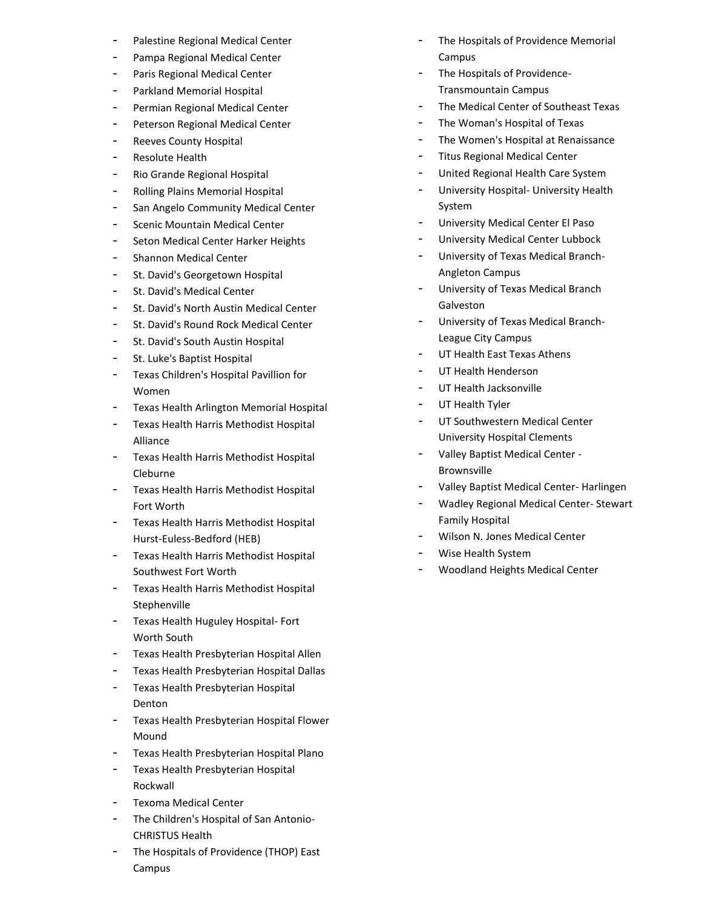- Palestine Regional Medical Center
- Pampa Regional Medical Center
- Paris Regional Medical Center
- Parkland Memorial Hospital
- Permian Regional Medical Center
- Peterson Regional Medical Center
- Reeves County Hospital
- Resolute Health
- Rio Grande Regional Hospital
- Rolling Plains Memorial Hospital
- San Angelo Community Medical Center
- Scenic Mountain Medical Center
- Seton Medical Center Harker Heights
- Shannon Medical Center
- St. David's Georgetown Hospital
- St. David's Medical Center
- St. David's North Austin Medical Center
- St. David's Round Rock Medical Center
- St. David's South Austin Hospital
- St. Luke's Baptist Hospital
- Texas Children's Hospital Pavillion for Women
- Texas Health Arlington Memorial Hospital
- Texas Health Harris Methodist Hospital Alliance
- Texas Health Harris Methodist Hospital Cleburne
- Texas Health Harris Methodist Hospital Fort Worth
- Texas Health Harris Methodist Hospital Hurst-Euless-Bedford (HEB)
- Texas Health Harris Methodist Hospital Southwest Fort Worth
- Texas Health Harris Methodist Hospital Stephenville
- Texas Health Huguley Hospital- Fort Worth South
- Texas Health Presbyterian Hospital Allen
- Texas Health Presbyterian Hospital Dallas
- Texas Health Presbyterian Hospital Denton
- Texas Health Presbyterian Hospital Flower Mound
- Texas Health Presbyterian Hospital Plano
- Texas Health Presbyterian Hospital Rockwall
- Texoma Medical Center
- The Children's Hospital of San Antonio- CHRISTUS Health
- The Hospitals of Providence (THOP) East Campus
- The Hospitals of Providence Memorial Campus
- The Hospitals of Providence- Transmountain Campus
- The Medical Center of Southeast Texas
- The Woman's Hospital of Texas
- The Women's Hospital at Renaissance
- Titus Regional Medical Center
- United Regional Health Care System
- University Hospital- University Health System
- University Medical Center El Paso
- University Medical Center Lubbock
- University of Texas Medical Branch- Angleton Campus
- University of Texas Medical Branch Galveston
- University of Texas Medical Branch- League City Campus
- UT Health East Texas Athens
- UT Health Henderson
- UT Health Jacksonville
- UT Health Tyler
- UT Southwestern Medical Center University Hospital Clements
- Valley Baptist Medical Center - Brownsville
- Valley Baptist Medical Center- Harlingen
- Wadley Regional Medical Center- Stewart Family Hospital
- Wilson N. Jones Medical Center
- Wise Health System
- Woodland Heights Medical Center